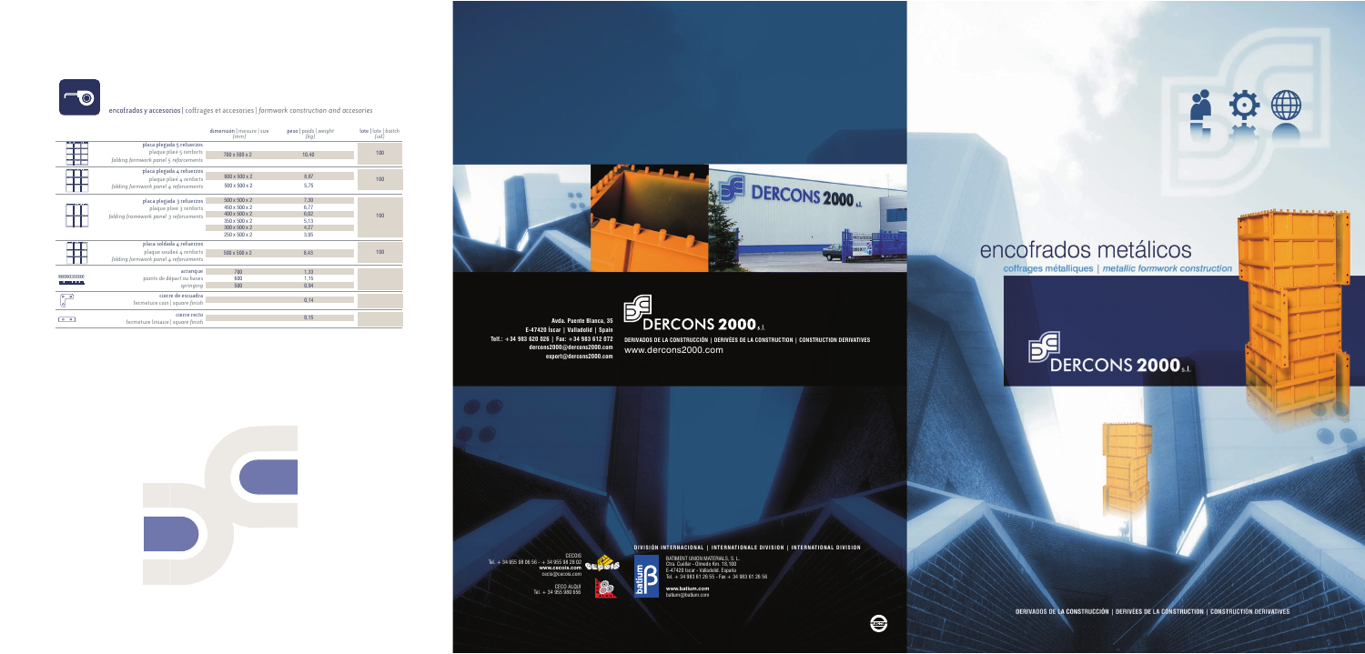## encofrados y accesorios | coffrages et accesories | *formwork construction and accesories*

| | dimensión \| mesure \| size (mm) | peso \| poids \| weight (kg) | lote \| lote \| batch (ud) |
|---|---|---|---|
| **placa plegada 5 refuerzos** plaque pliée 5 renforts *folding formwork panel 5 reforcements* | 700 x 500 x 2 | 10,40 | 100 |
| **placa plegada 4 refuerzos** plaque pliée 4 renforts *folding formwork panel 4 reforcements* | 600 x 500 x 2 | 8,87 | 100 |
| | 500 x 500 x 2 | 5,75 | |
| **placa plegada 3 refuerzos** plaque pliée 3 renforts *folding framework panel 3 reforcements* | 500 x 500 x 2 | 7,30 | 100 |
| | 450 x 500 x 2 | 6,77 | |
| | 400 x 500 x 2 | 6,02 | |
| | 350 x 500 x 2 | 5,13 | |
| | 300 x 500 x 2 | 4,27 | |
| | 250 x 500 x 2 | 3,95 | |
| **placa soldada 4 refuerzos** plaque soudee 4 renforts *folding formwork panel 4 reforcements* | 500 x 500 x 2 | 6,43 | 100 |
| **arranque** points de départ ou bases *springing* | 700 | 1,33 | |
| | 600 | 1,15 | |
| | 500 | 0,94 | |
| **cierre de escuadra** fermeture carr \| *square finish* | | 0,14 | |
| **cierre recto** fermeture linaire \| *square finish* | | 0,15 | |

DERCONS 2000 s.l.

Avda. Puente Blanca, 35
E-47420 Iscar | Valladolid | Spain
Telf.: +34 983 620 026 | Fax: +34 983 612 072
dercons2000@dercons2000.com
export@dercons2000.com

DERIVADOS DE LA CONSTRUCCIÓN | DERIVÉES DE LA CONSTRUCTION | CONSTRUCTION DERIVATIVES
www.dercons2000.com

**DIVISIÓN INTERNACIONAL | INTERNATIONALE DIVISION | INTERNATIONAL DIVISION**

CECOIS
Tel. + 34 955 98 06 56 - + 34 955 98 28 02
**www.cecois.com**
cecis@cecois.com

CECO ALQUI
Tel. + 34 955 980 656

BATIMENT UNION MATERIALS, S. L.
Ctra. Cuéllar - Olmedo Km. 18,100
E-47420 Iscar - Valladolid. España
Tel. + 34 983 61 26 55 - Fax + 34 983 61 26 56

**www.batium.com**
batium@batium.com

# encofrados metálicos

*coffrages métalliques | metallic formwork construction*

DERCONS 2000 s.l.

DERIVADOS DE LA CONSTRUCCIÓN | DERIVÉES DE LA CONSTRUCTION | CONSTRUCTION DERIVATIVES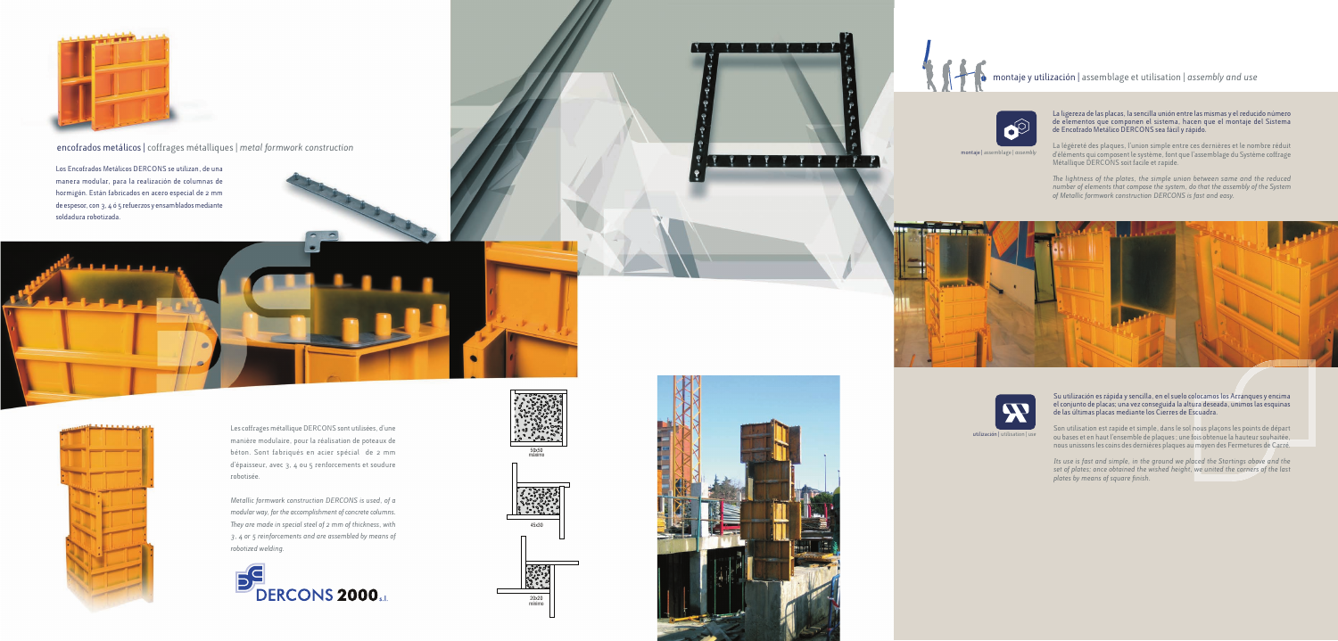## encofrados metálicos | coffrages métalliques | *metal formwork construction*

Los Encofrados Metálicos DERCONS se utilizan, de una manera modular, para la realización de columnas de hormigón. Están fabricados en acero especial de 2 mm de espesor, con 3, 4 ó 5 refuerzos y ensamblados mediante soldadura robotizada.

Les coffrages métallique DERCONS sont utilisées, d'une manière moduaire, pour la réalisation de poteaux de béton. Sont fabriqués en acier spécial de 2 mm d'épaisseur, avec 3, 4 ou 5 renforcements et soudure robotisée.

*Metallic formwork construction DERCONS is used, of a modular way, for the accomplishment of concrete columns. They are made in special steel of 2 mm of thickness, with 3, 4 or 5 reinforcements and are assembled by means of robotized welding.*

DERCONS 2000 s.l.

50x50
máximo

45x30

20x20
mínimo

## montaje y utilización | assemblage et utilisation | *assembly and use*

montaje | assemblage | assembly

La ligereza de las placas, la sencilla unión entre las mismas y el reducido número de elementos que componen el sistema, hacen que el montaje del Sistema de Encofrado Metálico DERCONS sea fácil y rápido.

La légèreté des plaques, l'union simple entre ces dernières et le nombre réduit d'éléments qui composent le système, font que l'assemblage du Système coffrage Métallique DERCONS soit facile et rapide.

*The lightness of the plates, the simple union between same and the reduced number of elements that compose the system, do that the assembly of the System of Metallic formwork construction DERCONS is fast and easy.*

utilización | utilisation | use

Su utilización es rápida y sencilla, en el suelo colocamos los Arranques y encima el conjunto de placas; una vez conseguida la altura deseada, unimos las esquinas de las últimas placas mediante los Cierres de Escuadra.

Son utilisation est rapide et simple, dans le sol nous plaçons les points de départ ou bases et en haut l'ensemble de plaques ; une fois obtenue la hauteur souhaitée, nous unissons les coins des dernières plaques au moyen des Fermetures de Carré.

*Its use is fast and simple, in the ground we placed the Startings above and the set of plates; once obtained the wished height, we united the corners of the last plates by means of square finish.*